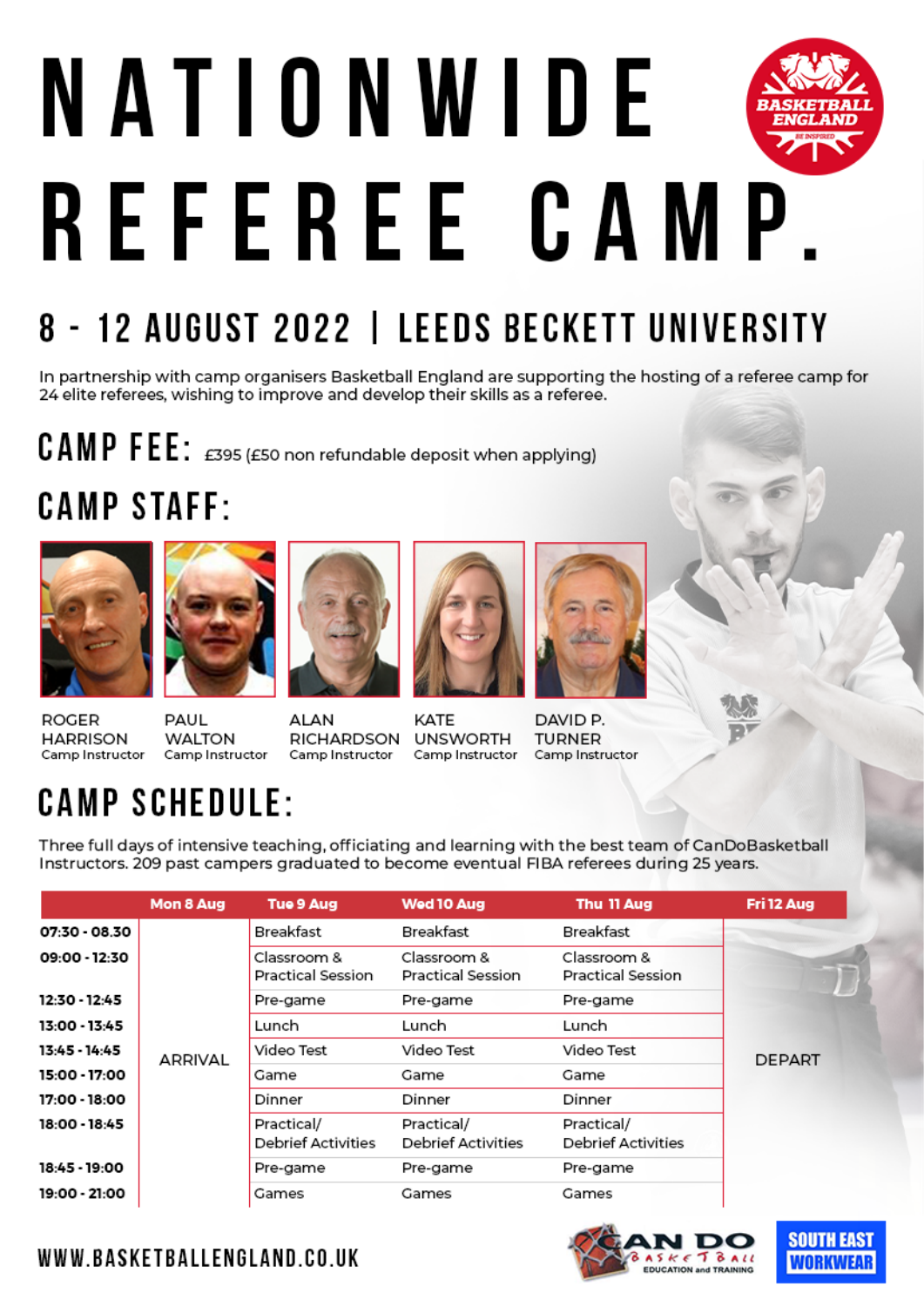# NATIONWIDE REFEREE CAMP.

## 8 - 12 AUGUST 2022 | LEEDS BECKETT UNIVERSITY

In partnership with camp organisers Basketball England are supporting the hosting of a referee camp for 24 elite referees, wishing to improve and develop their skills as a referee.

## CAMP FEE: £395 (£50 non refundable deposit when applying)

## CAMP STAFF:

ROGER HARRISON
Camp Instructor

PAUL WALTON
Camp Instructor

ALAN RICHARDSON
Camp Instructor

KATE UNSWORTH
Camp Instructor

DAVID P. TURNER
Camp Instructor

## CAMP SCHEDULE:

Three full days of intensive teaching, officiating and learning with the best team of CanDoBasketball Instructors. 209 past campers graduated to become eventual FIBA referees during 25 years.

| | Mon 8 Aug | Tue 9 Aug | Wed 10 Aug | Thu 11 Aug | Fri 12 Aug |
|---|---|---|---|---|---|
| 07:30 - 08.30 | ARRIVAL | Breakfast | Breakfast | Breakfast | DEPART |
| 09:00 - 12:30 | | Classroom & Practical Session | Classroom & Practical Session | Classroom & Practical Session | |
| 12:30 - 12:45 | | Pre-game | Pre-game | Pre-game | |
| 13:00 - 13:45 | | Lunch | Lunch | Lunch | |
| 13:45 - 14:45 | | Video Test | Video Test | Video Test | |
| 15:00 - 17:00 | | Game | Game | Game | |
| 17:00 - 18:00 | | Dinner | Dinner | Dinner | |
| 18:00 - 18:45 | | Practical/ Debrief Activities | Practical/ Debrief Activities | Practical/ Debrief Activities | |
| 18:45 - 19:00 | | Pre-game | Pre-game | Pre-game | |
| 19:00 - 21:00 | | Games | Games | Games | |

WWW.BASKETBALLENGLAND.CO.UK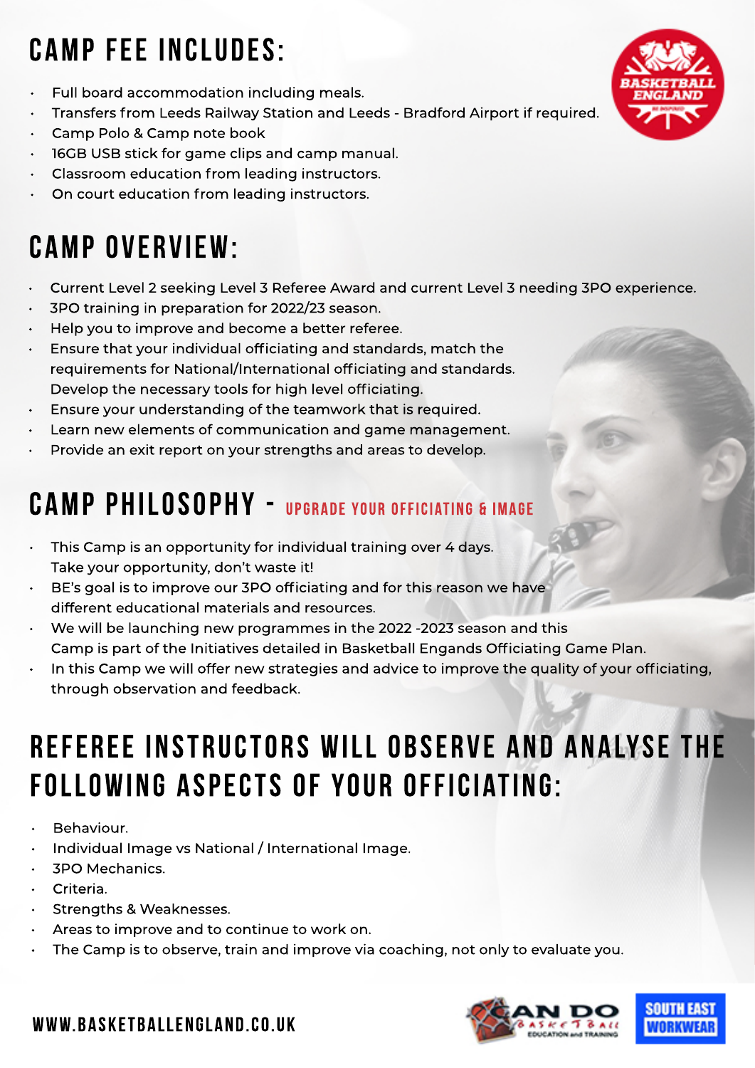# CAMP FEE INCLUDES:

- Full board accommodation including meals.
- Transfers from Leeds Railway Station and Leeds - Bradford Airport if required.
- Camp Polo & Camp note book
- 16GB USB stick for game clips and camp manual.
- Classroom education from leading instructors.
- On court education from leading instructors.

# CAMP OVERVIEW:

- Current Level 2 seeking Level 3 Referee Award and current Level 3 needing 3PO experience.
- 3PO training in preparation for 2022/23 season.
- Help you to improve and become a better referee.
- Ensure that your individual officiating and standards, match the requirements for National/International officiating and standards. Develop the necessary tools for high level officiating.
- Ensure your understanding of the teamwork that is required.
- Learn new elements of communication and game management.
- Provide an exit report on your strengths and areas to develop.

# CAMP PHILOSOPHY - UPGRADE YOUR OFFICIATING & IMAGE

- This Camp is an opportunity for individual training over 4 days. Take your opportunity, don't waste it!
- BE's goal is to improve our 3PO officiating and for this reason we have different educational materials and resources.
- We will be launching new programmes in the 2022 -2023 season and this Camp is part of the Initiatives detailed in Basketball Engands Officiating Game Plan.
- In this Camp we will offer new strategies and advice to improve the quality of your officiating, through observation and feedback.

# REFEREE INSTRUCTORS WILL OBSERVE AND ANALYSE THE FOLLOWING ASPECTS OF YOUR OFFICIATING:

- Behaviour.
- Individual Image vs National / International Image.
- 3PO Mechanics.
- Criteria.
- Strengths & Weaknesses.
- Areas to improve and to continue to work on.
- The Camp is to observe, train and improve via coaching, not only to evaluate you.

WWW.BASKETBALLENGLAND.CO.UK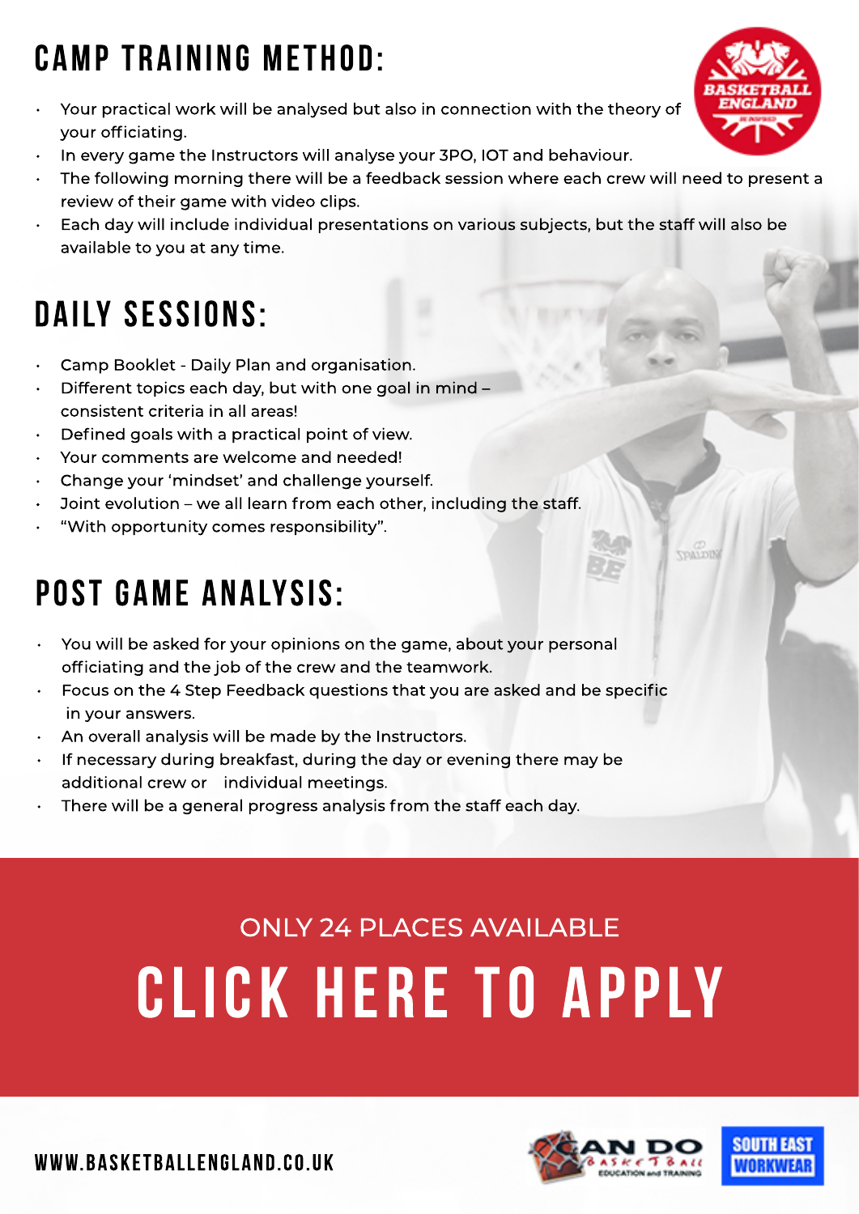# CAMP TRAINING METHOD:

- Your practical work will be analysed but also in connection with the theory of your officiating.
- In every game the Instructors will analyse your 3PO, IOT and behaviour.
- The following morning there will be a feedback session where each crew will need to present a review of their game with video clips.
- Each day will include individual presentations on various subjects, but the staff will also be available to you at any time.

# DAILY SESSIONS:

- Camp Booklet - Daily Plan and organisation.
- Different topics each day, but with one goal in mind – consistent criteria in all areas!
- Defined goals with a practical point of view.
- Your comments are welcome and needed!
- Change your 'mindset' and challenge yourself.
- Joint evolution – we all learn from each other, including the staff.
- "With opportunity comes responsibility".

# POST GAME ANALYSIS:

- You will be asked for your opinions on the game, about your personal officiating and the job of the crew and the teamwork.
- Focus on the 4 Step Feedback questions that you are asked and be specific in your answers.
- An overall analysis will be made by the Instructors.
- If necessary during breakfast, during the day or evening there may be additional crew or individual meetings.
- There will be a general progress analysis from the staff each day.

ONLY 24 PLACES AVAILABLE

# CLICK HERE TO APPLY

WWW.BASKETBALLENGLAND.CO.UK